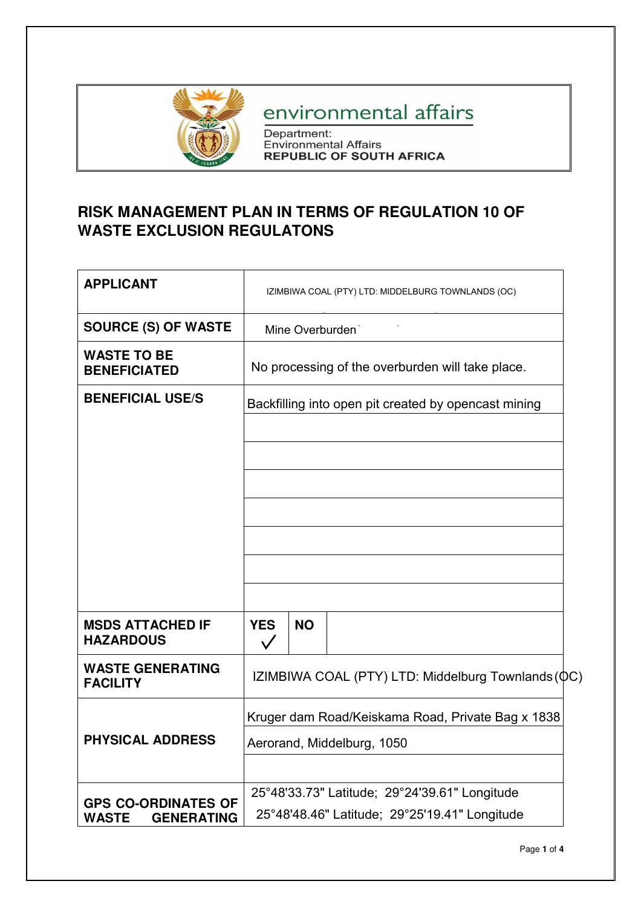environmental affairs

Department:
Environmental Affairs
**REPUBLIC OF SOUTH AFRICA**

# RISK MANAGEMENT PLAN IN TERMS OF REGULATION 10 OF WASTE EXCLUSION REGULATONS

| | | | |
|---|---|---|---|
| **APPLICANT** | IZIMBIWA COAL (PTY) LTD: MIDDELBURG TOWNLANDS (OC) | | |
| **SOURCE (S) OF WASTE** | Mine Overburden | | |
| **WASTE TO BE BENEFICIATED** | No processing of the overburden will take place. | | |
| **BENEFICIAL USE/S** | Backfilling into open pit created by opencast mining | | |
| | | | |
| | | | |
| | | | |
| | | | |
| | | | |
| | | | |
| | | | |
| **MSDS ATTACHED IF HAZARDOUS** | **YES** ✓ | **NO** | |
| **WASTE GENERATING FACILITY** | IZIMBIWA COAL (PTY) LTD: Middelburg Townlands (OC) | | |
| **PHYSICAL ADDRESS** | Kruger dam Road/Keiskama Road, Private Bag x 1838 | | |
| | Aerorand, Middelburg, 1050 | | |
| | | | |
| **GPS CO-ORDINATES OF WASTE GENERATING** | 25°48'33.73" Latitude; 29°24'39.61" Longitude<br>25°48'48.46" Latitude; 29°25'19.41" Longitude | | |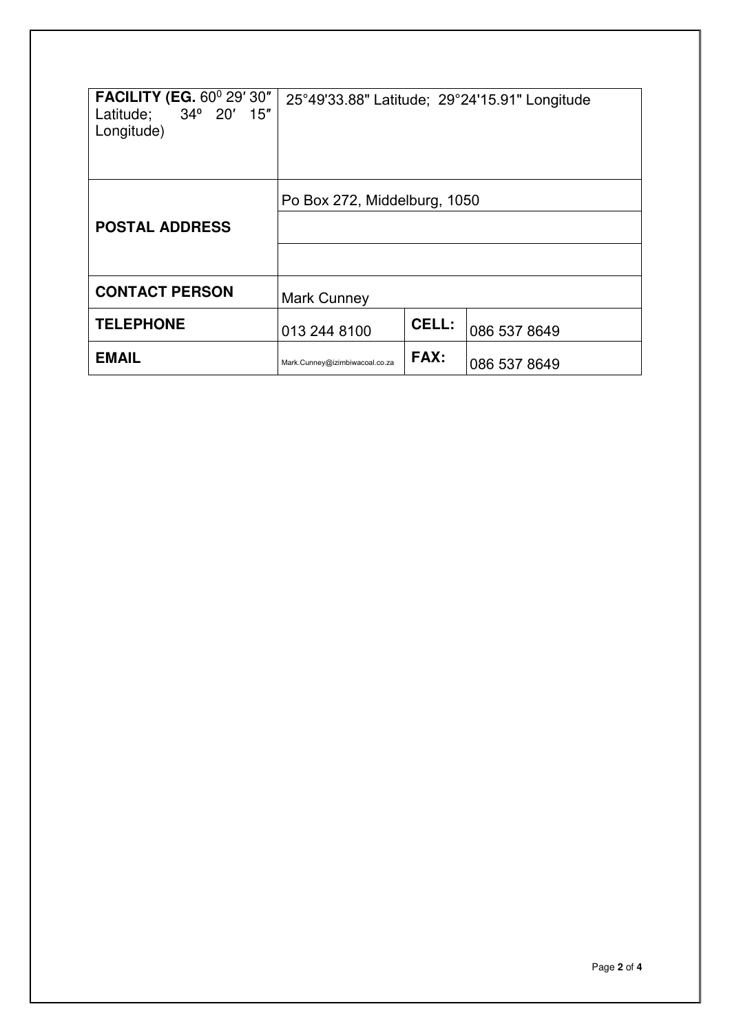| **FACILITY (EG.** $60^0$ 29′ 30″ Latitude; 34º 20′ 15″ Longitude) | 25°49'33.88" Latitude; 29°24'15.91" Longitude | | |
|---|---|---|---|
| **POSTAL ADDRESS** | Po Box 272, Middelburg, 1050 | | |
| | | | |
| | | | |
| **CONTACT PERSON** | Mark Cunney | | |
| **TELEPHONE** | 013 244 8100 | **CELL:** | 086 537 8649 |
| **EMAIL** | Mark.Cunney@izimbiwacoal.co.za | **FAX:** | 086 537 8649 |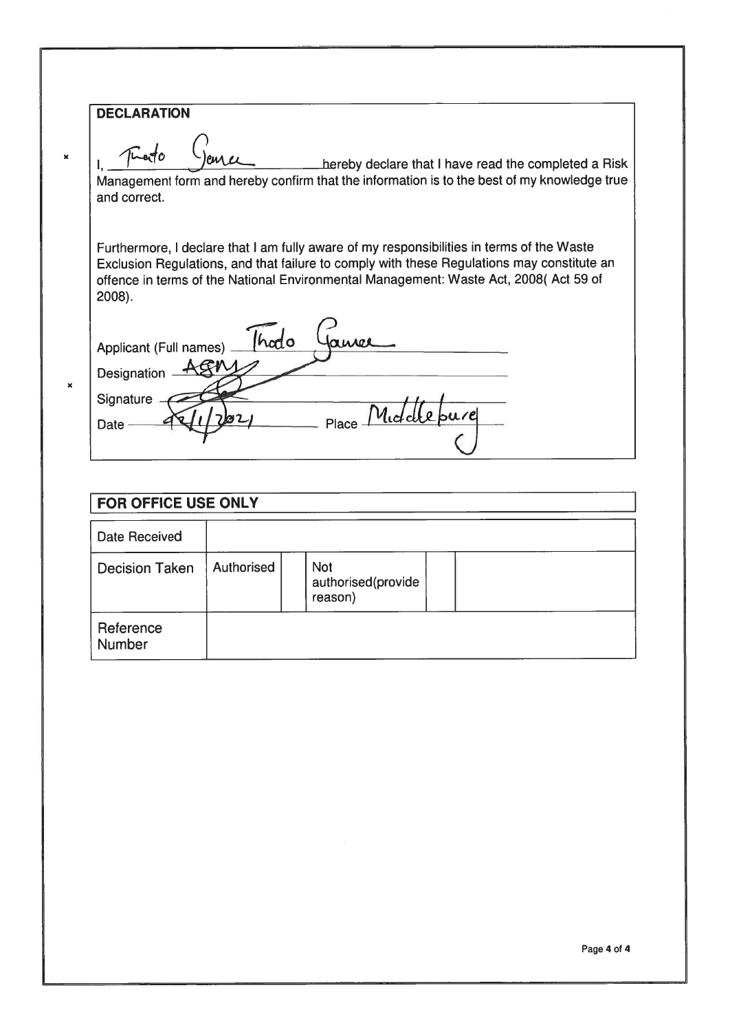**DECLARATION**

I, Thato Gaurei hereby declare that I have read the completed a Risk Management form and hereby confirm that the information is to the best of my knowledge true and correct.

Furthermore, I declare that I am fully aware of my responsibilities in terms of the Waste Exclusion Regulations, and that failure to comply with these Regulations may constitute an offence in terms of the National Environmental Management: Waste Act, 2008( Act 59 of 2008).

Applicant (Full names) Thato Gaurei

Designation AGM

Signature [signature]

Date 12/1/2021 Place Middelburg

**FOR OFFICE USE ONLY**

| Date Received | | | | | |
|---|---|---|---|---|---|
| Decision Taken | Authorised | | Not authorised(provide reason) | | |
| Reference Number | | | | | |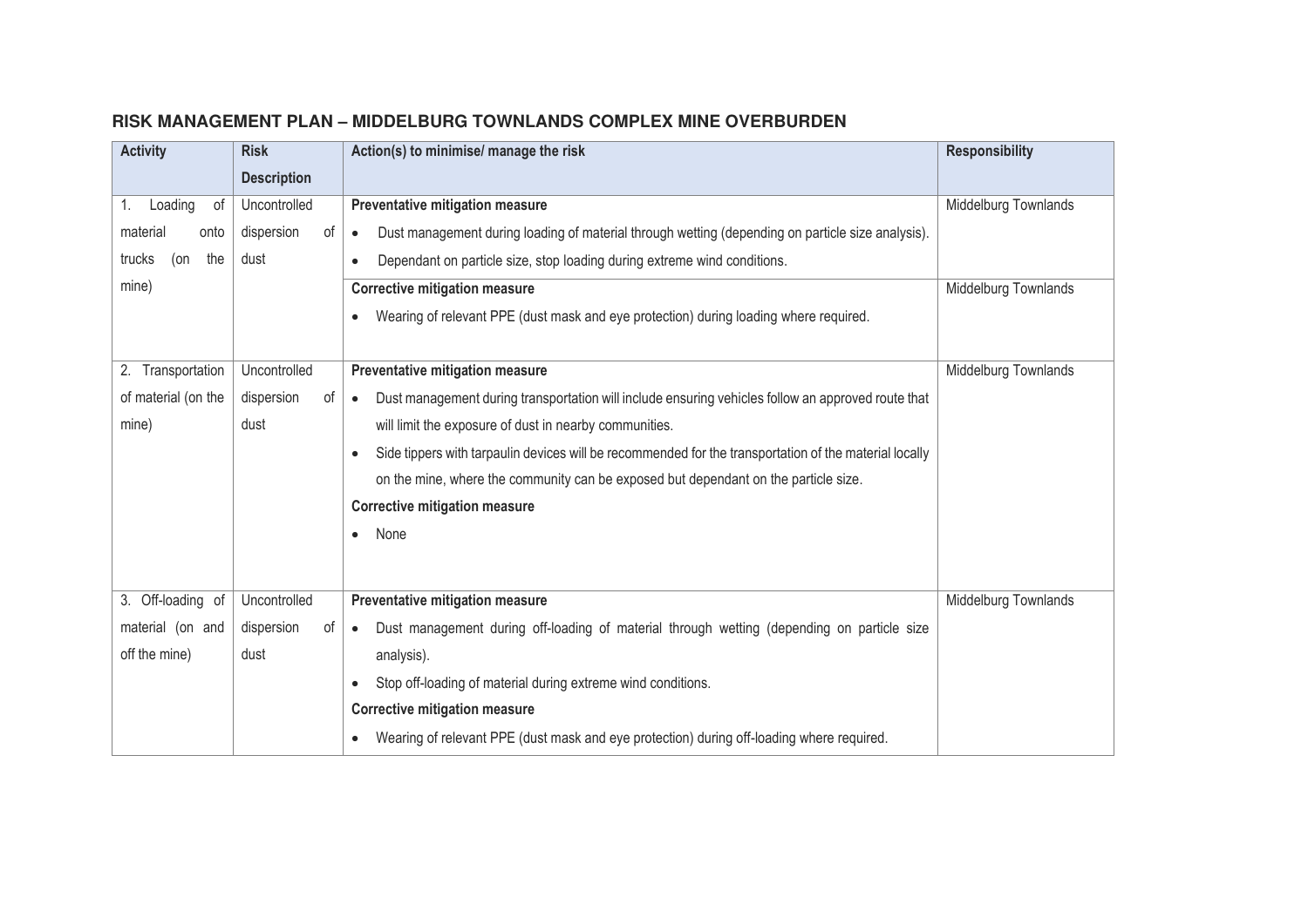## RISK MANAGEMENT PLAN – MIDDELBURG TOWNLANDS COMPLEX MINE OVERBURDEN

| Activity | Risk Description | Action(s) to minimise/ manage the risk | Responsibility |
|---|---|---|---|
| 1. Loading of material onto trucks (on the mine) | Uncontrolled dispersion of dust | **Preventative mitigation measure**<br>• Dust management during loading of material through wetting (depending on particle size analysis).<br>• Dependant on particle size, stop loading during extreme wind conditions. | Middelburg Townlands |
| | | **Corrective mitigation measure**<br>• Wearing of relevant PPE (dust mask and eye protection) during loading where required. | Middelburg Townlands |
| 2. Transportation of material (on the mine) | Uncontrolled dispersion of dust | **Preventative mitigation measure**<br>• Dust management during transportation will include ensuring vehicles follow an approved route that will limit the exposure of dust in nearby communities.<br>• Side tippers with tarpaulin devices will be recommended for the transportation of the material locally on the mine, where the community can be exposed but dependant on the particle size.<br>**Corrective mitigation measure**<br>• None | Middelburg Townlands |
| 3. Off-loading of material (on and off the mine) | Uncontrolled dispersion of dust | **Preventative mitigation measure**<br>• Dust management during off-loading of material through wetting (depending on particle size analysis).<br>• Stop off-loading of material during extreme wind conditions.<br>**Corrective mitigation measure**<br>• Wearing of relevant PPE (dust mask and eye protection) during off-loading where required. | Middelburg Townlands |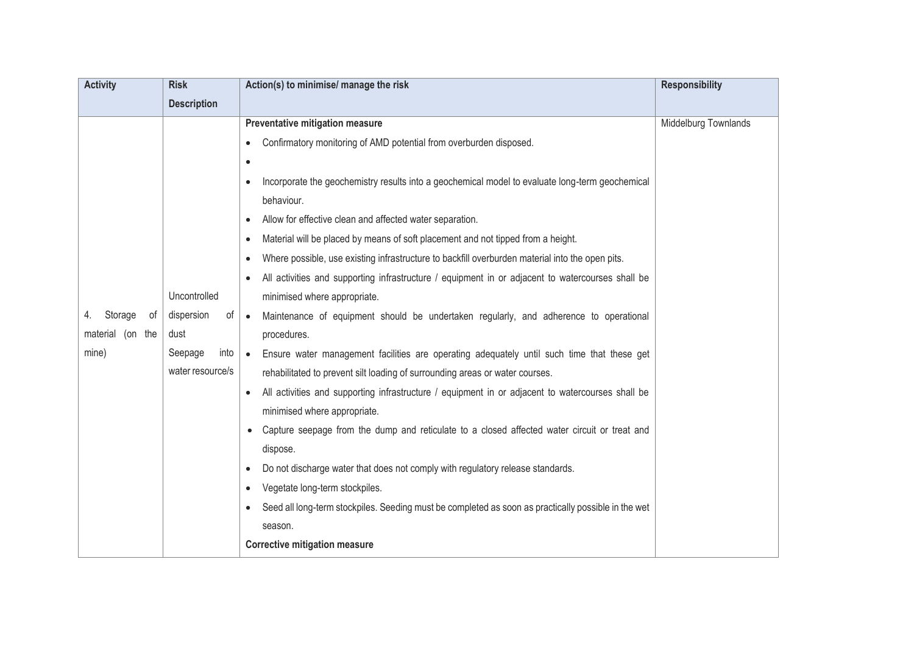| Activity | Risk Description | Action(s) to minimise/ manage the risk | Responsibility |
|---|---|---|---|
| 4. Storage of material (on the mine) | Uncontrolled dispersion of dust<br>Seepage into water resource/s | **Preventative mitigation measure**<br>• Confirmatory monitoring of AMD potential from overburden disposed.<br>•<br>• Incorporate the geochemistry results into a geochemical model to evaluate long-term geochemical behaviour.<br>• Allow for effective clean and affected water separation.<br>• Material will be placed by means of soft placement and not tipped from a height.<br>• Where possible, use existing infrastructure to backfill overburden material into the open pits.<br>• All activities and supporting infrastructure / equipment in or adjacent to watercourses shall be minimised where appropriate.<br>• Maintenance of equipment should be undertaken regularly, and adherence to operational procedures.<br>• Ensure water management facilities are operating adequately until such time that these get rehabilitated to prevent silt loading of surrounding areas or water courses.<br>• All activities and supporting infrastructure / equipment in or adjacent to watercourses shall be minimised where appropriate.<br>• Capture seepage from the dump and reticulate to a closed affected water circuit or treat and dispose.<br>• Do not discharge water that does not comply with regulatory release standards.<br>• Vegetate long-term stockpiles.<br>• Seed all long-term stockpiles. Seeding must be completed as soon as practically possible in the wet season.<br>**Corrective mitigation measure** | Middelburg Townlands |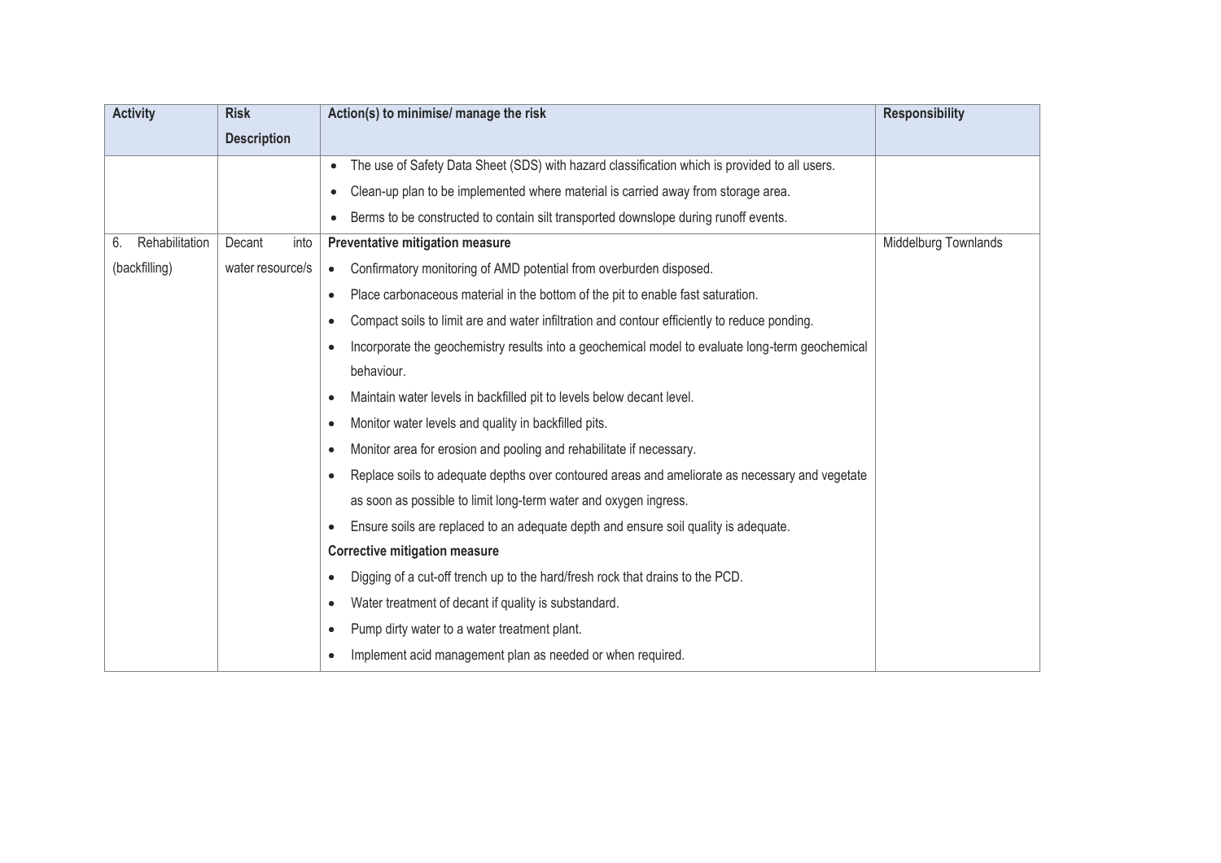| Activity | Risk Description | Action(s) to minimise/ manage the risk | Responsibility |
|---|---|---|---|
| | | • The use of Safety Data Sheet (SDS) with hazard classification which is provided to all users.<br>• Clean-up plan to be implemented where material is carried away from storage area.<br>• Berms to be constructed to contain silt transported downslope during runoff events. | |
| 6. Rehabilitation (backfilling) | Decant into water resource/s | **Preventative mitigation measure**<br>• Confirmatory monitoring of AMD potential from overburden disposed.<br>• Place carbonaceous material in the bottom of the pit to enable fast saturation.<br>• Compact soils to limit are and water infiltration and contour efficiently to reduce ponding.<br>• Incorporate the geochemistry results into a geochemical model to evaluate long-term geochemical behaviour.<br>• Maintain water levels in backfilled pit to levels below decant level.<br>• Monitor water levels and quality in backfilled pits.<br>• Monitor area for erosion and pooling and rehabilitate if necessary.<br>• Replace soils to adequate depths over contoured areas and ameliorate as necessary and vegetate as soon as possible to limit long-term water and oxygen ingress.<br>• Ensure soils are replaced to an adequate depth and ensure soil quality is adequate.<br>**Corrective mitigation measure**<br>• Digging of a cut-off trench up to the hard/fresh rock that drains to the PCD.<br>• Water treatment of decant if quality is substandard.<br>• Pump dirty water to a water treatment plant.<br>• Implement acid management plan as needed or when required. | Middelburg Townlands |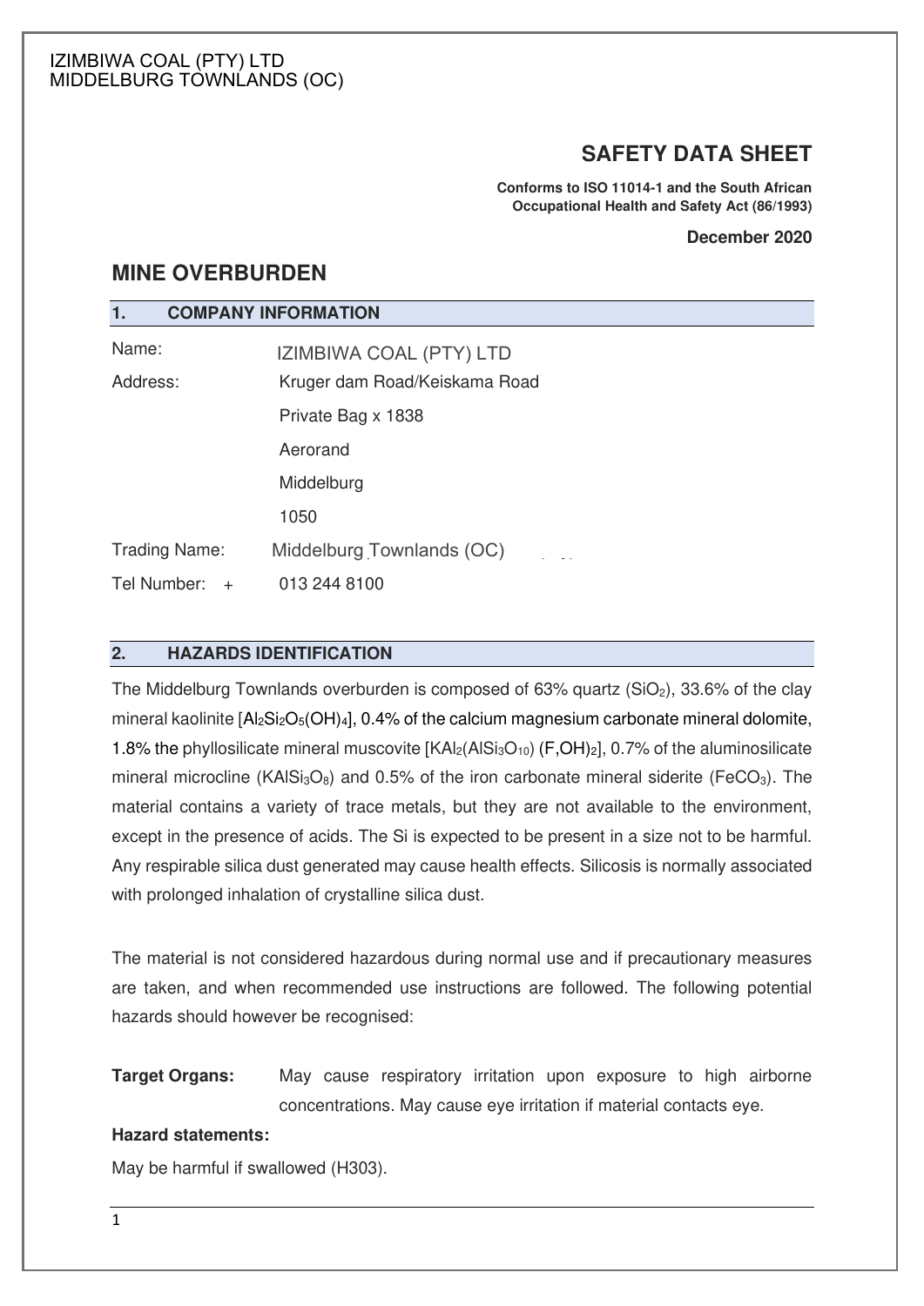IZIMBIWA COAL (PTY) LTD
MIDDELBURG TOWNLANDS (OC)

# SAFETY DATA SHEET

**Conforms to ISO 11014-1 and the South African Occupational Health and Safety Act (86/1993)**

**December 2020**

## MINE OVERBURDEN

### 1. COMPANY INFORMATION

| | |
|---|---|
| Name: | IZIMBIWA COAL (PTY) LTD |
| Address: | Kruger dam Road/Keiskama Road |
| | Private Bag x 1838 |
| | Aerorand |
| | Middelburg |
| | 1050 |
| Trading Name: | Middelburg Townlands (OC) |
| Tel Number: + | 013 244 8100 |

### 2. HAZARDS IDENTIFICATION

The Middelburg Townlands overburden is composed of 63% quartz ($SiO_2$), 33.6% of the clay mineral kaolinite [$Al_2Si_2O_5(OH)_4$], 0.4% of the calcium magnesium carbonate mineral dolomite, 1.8% the phyllosilicate mineral muscovite [$KAl_2(AlSi_3O_{10})(F,OH)_2$], 0.7% of the aluminosilicate mineral microcline ($KAlSi_3O_8$) and 0.5% of the iron carbonate mineral siderite ($FeCO_3$). The material contains a variety of trace metals, but they are not available to the environment, except in the presence of acids. The Si is expected to be present in a size not to be harmful. Any respirable silica dust generated may cause health effects. Silicosis is normally associated with prolonged inhalation of crystalline silica dust.

The material is not considered hazardous during normal use and if precautionary measures are taken, and when recommended use instructions are followed. The following potential hazards should however be recognised:

**Target Organs:** May cause respiratory irritation upon exposure to high airborne concentrations. May cause eye irritation if material contacts eye.

**Hazard statements:**

May be harmful if swallowed (H303).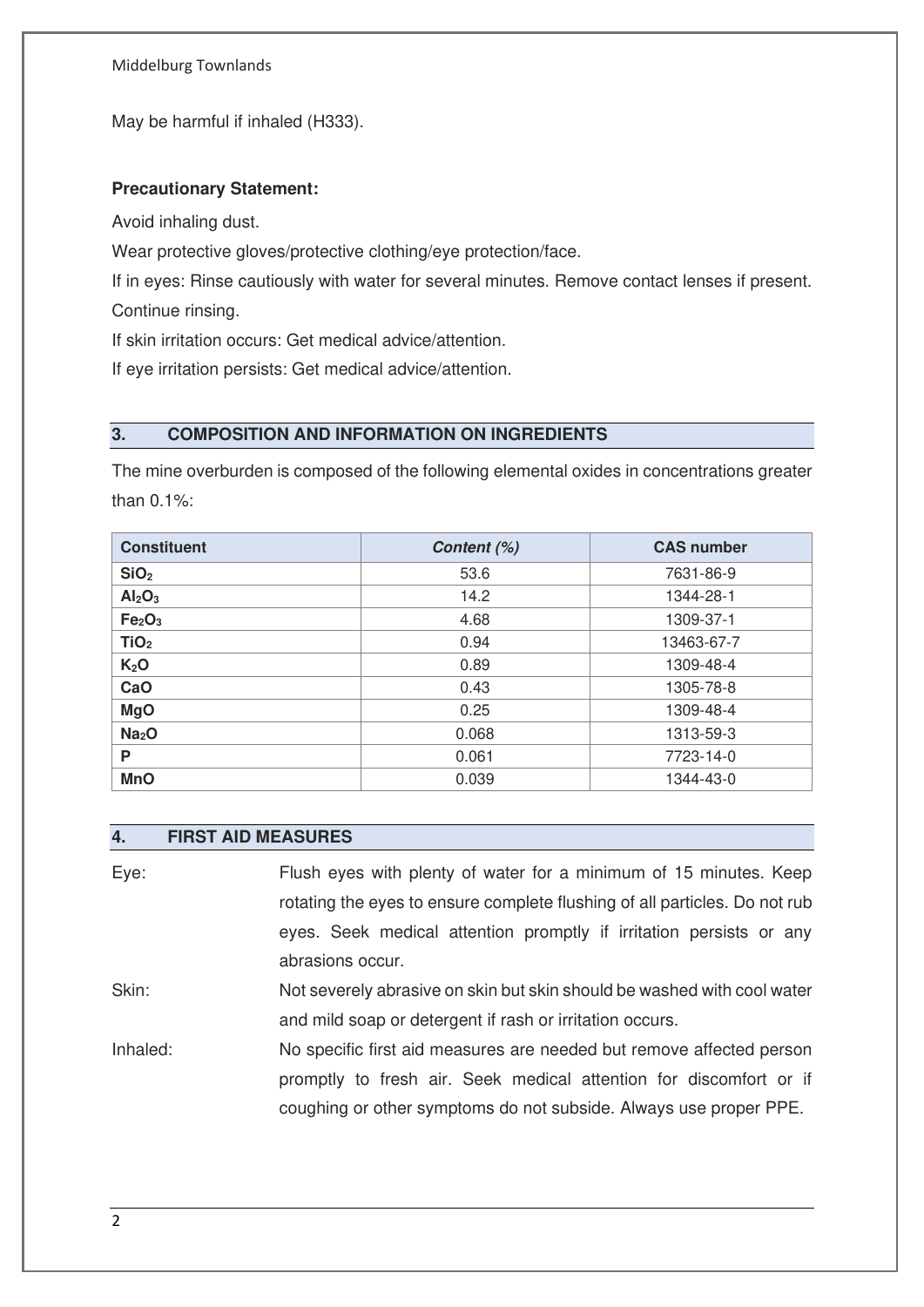May be harmful if inhaled (H333).

**Precautionary Statement:**

Avoid inhaling dust.

Wear protective gloves/protective clothing/eye protection/face.

If in eyes: Rinse cautiously with water for several minutes. Remove contact lenses if present. Continue rinsing.

If skin irritation occurs: Get medical advice/attention.

If eye irritation persists: Get medical advice/attention.

## 3. COMPOSITION AND INFORMATION ON INGREDIENTS

The mine overburden is composed of the following elemental oxides in concentrations greater than 0.1%:

| Constituent | *Content (%)* | CAS number |
|---|---|---|
| **$SiO_2$** | 53.6 | 7631-86-9 |
| **$Al_2O_3$** | 14.2 | 1344-28-1 |
| **$Fe_2O_3$** | 4.68 | 1309-37-1 |
| **$TiO_2$** | 0.94 | 13463-67-7 |
| **$K_2O$** | 0.89 | 1309-48-4 |
| **CaO** | 0.43 | 1305-78-8 |
| **MgO** | 0.25 | 1309-48-4 |
| **$Na_2O$** | 0.068 | 1313-59-3 |
| **P** | 0.061 | 7723-14-0 |
| **MnO** | 0.039 | 1344-43-0 |

## 4. FIRST AID MEASURES

Eye: Flush eyes with plenty of water for a minimum of 15 minutes. Keep rotating the eyes to ensure complete flushing of all particles. Do not rub eyes. Seek medical attention promptly if irritation persists or any abrasions occur.

Skin: Not severely abrasive on skin but skin should be washed with cool water and mild soap or detergent if rash or irritation occurs.

Inhaled: No specific first aid measures are needed but remove affected person promptly to fresh air. Seek medical attention for discomfort or if coughing or other symptoms do not subside. Always use proper PPE.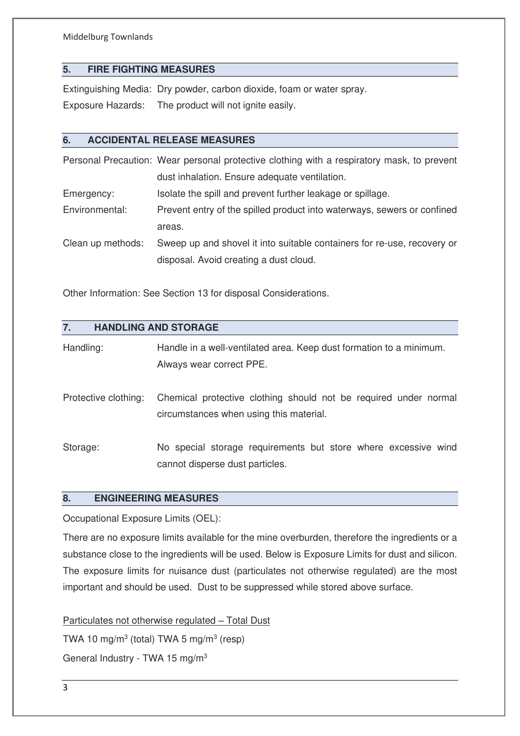## 5. FIRE FIGHTING MEASURES

Extinguishing Media: Dry powder, carbon dioxide, foam or water spray.

Exposure Hazards: The product will not ignite easily.

## 6. ACCIDENTAL RELEASE MEASURES

Personal Precaution: Wear personal protective clothing with a respiratory mask, to prevent dust inhalation. Ensure adequate ventilation.

Emergency: Isolate the spill and prevent further leakage or spillage.

Environmental: Prevent entry of the spilled product into waterways, sewers or confined areas.

Clean up methods: Sweep up and shovel it into suitable containers for re-use, recovery or disposal. Avoid creating a dust cloud.

Other Information: See Section 13 for disposal Considerations.

## 7. HANDLING AND STORAGE

Handling: Handle in a well-ventilated area. Keep dust formation to a minimum. Always wear correct PPE.

Protective clothing: Chemical protective clothing should not be required under normal circumstances when using this material.

Storage: No special storage requirements but store where excessive wind cannot disperse dust particles.

## 8. ENGINEERING MEASURES

Occupational Exposure Limits (OEL):

There are no exposure limits available for the mine overburden, therefore the ingredients or a substance close to the ingredients will be used. Below is Exposure Limits for dust and silicon. The exposure limits for nuisance dust (particulates not otherwise regulated) are the most important and should be used. Dust to be suppressed while stored above surface.

Particulates not otherwise regulated – Total Dust

TWA 10 $mg/m^3$ (total) TWA 5 $mg/m^3$ (resp)

General Industry - TWA 15 $mg/m^3$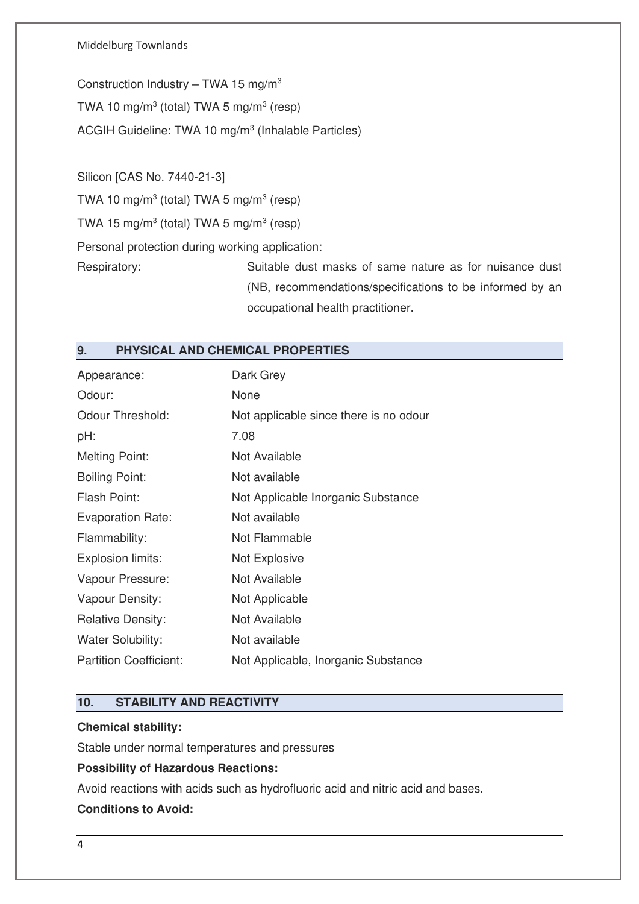Construction Industry – TWA 15 mg/m$^3$

TWA 10 mg/m$^3$ (total) TWA 5 mg/m$^3$ (resp)

ACGIH Guideline: TWA 10 mg/m$^3$ (Inhalable Particles)

Silicon [CAS No. 7440-21-3]

TWA 10 mg/m$^3$ (total) TWA 5 mg/m$^3$ (resp)

TWA 15 mg/m$^3$ (total) TWA 5 mg/m$^3$ (resp)

Personal protection during working application:

Respiratory: Suitable dust masks of same nature as for nuisance dust (NB, recommendations/specifications to be informed by an occupational health practitioner.

## 9. PHYSICAL AND CHEMICAL PROPERTIES

| | |
|---|---|
| Appearance: | Dark Grey |
| Odour: | None |
| Odour Threshold: | Not applicable since there is no odour |
| pH: | 7.08 |
| Melting Point: | Not Available |
| Boiling Point: | Not available |
| Flash Point: | Not Applicable Inorganic Substance |
| Evaporation Rate: | Not available |
| Flammability: | Not Flammable |
| Explosion limits: | Not Explosive |
| Vapour Pressure: | Not Available |
| Vapour Density: | Not Applicable |
| Relative Density: | Not Available |
| Water Solubility: | Not available |
| Partition Coefficient: | Not Applicable, Inorganic Substance |

## 10. STABILITY AND REACTIVITY

**Chemical stability:**

Stable under normal temperatures and pressures

**Possibility of Hazardous Reactions:**

Avoid reactions with acids such as hydrofluoric acid and nitric acid and bases.

**Conditions to Avoid:**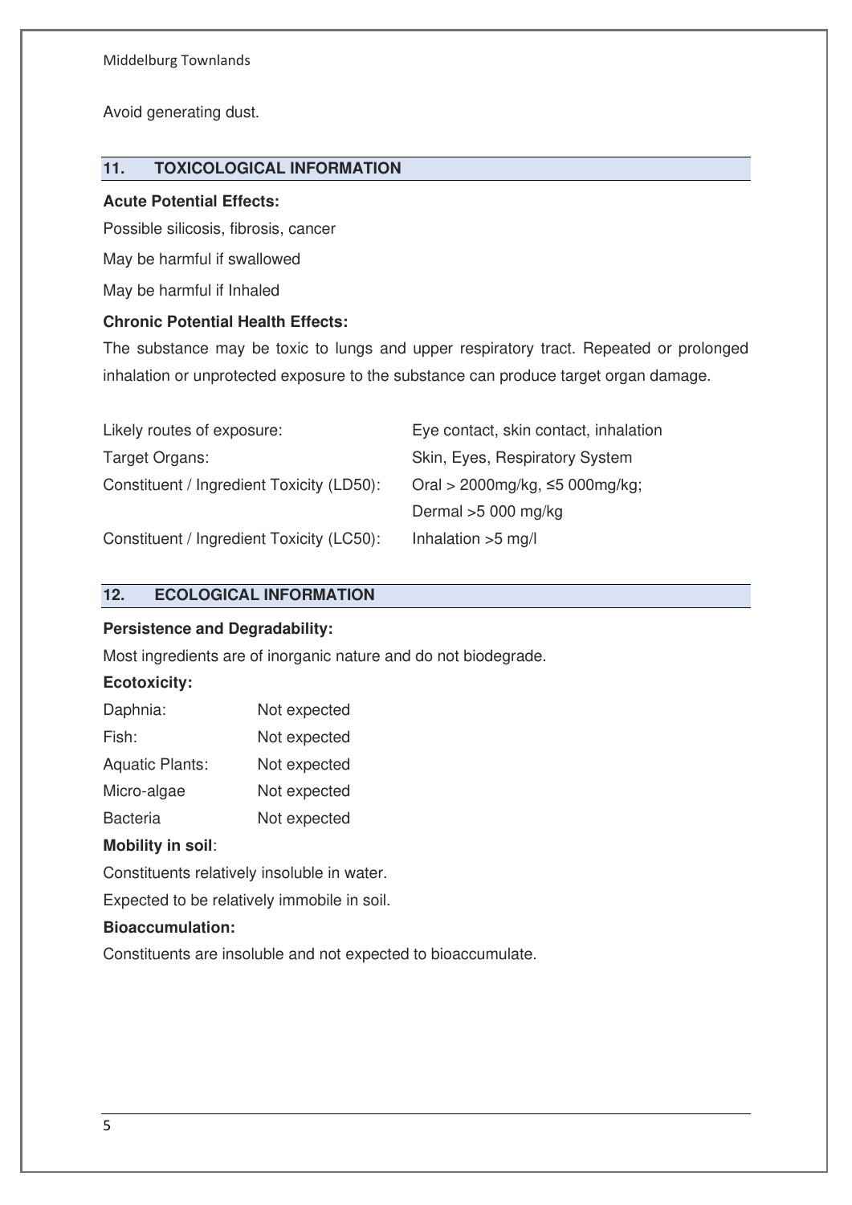Avoid generating dust.

## 11. TOXICOLOGICAL INFORMATION

**Acute Potential Effects:**

Possible silicosis, fibrosis, cancer

May be harmful if swallowed

May be harmful if Inhaled

**Chronic Potential Health Effects:**

The substance may be toxic to lungs and upper respiratory tract. Repeated or prolonged inhalation or unprotected exposure to the substance can produce target organ damage.

| | |
|---|---|
| Likely routes of exposure: | Eye contact, skin contact, inhalation |
| Target Organs: | Skin, Eyes, Respiratory System |
| Constituent / Ingredient Toxicity (LD50): | Oral > 2000mg/kg, ≤5 000mg/kg; Dermal >5 000 mg/kg |
| Constituent / Ingredient Toxicity (LC50): | Inhalation >5 mg/l |

## 12. ECOLOGICAL INFORMATION

**Persistence and Degradability:**

Most ingredients are of inorganic nature and do not biodegrade.

**Ecotoxicity:**

| | |
|---|---|
| Daphnia: | Not expected |
| Fish: | Not expected |
| Aquatic Plants: | Not expected |
| Micro-algae | Not expected |
| Bacteria | Not expected |

**Mobility in soil**:

Constituents relatively insoluble in water.

Expected to be relatively immobile in soil.

**Bioaccumulation:**

Constituents are insoluble and not expected to bioaccumulate.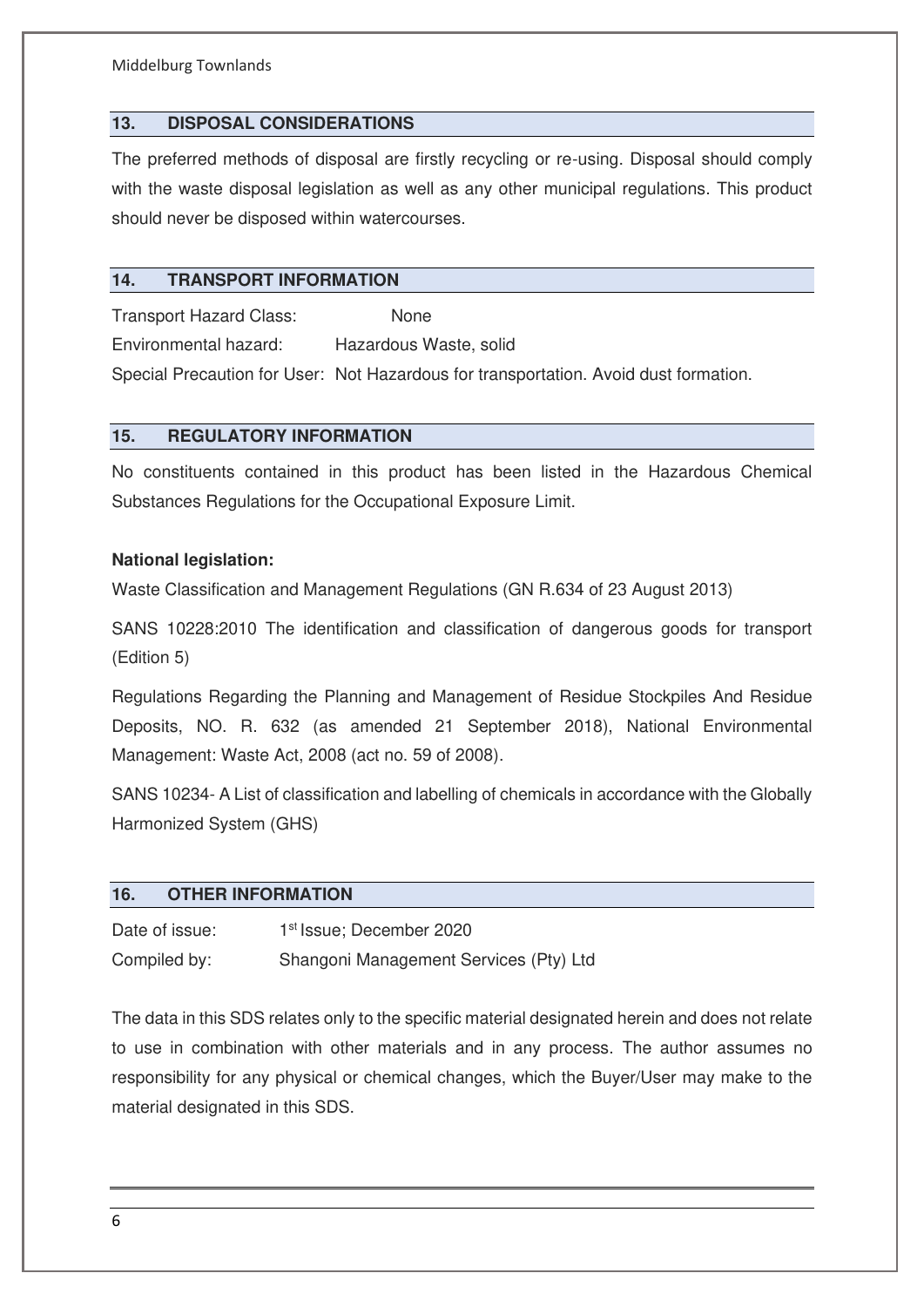## 13. DISPOSAL CONSIDERATIONS

The preferred methods of disposal are firstly recycling or re-using. Disposal should comply with the waste disposal legislation as well as any other municipal regulations. This product should never be disposed within watercourses.

## 14. TRANSPORT INFORMATION

Transport Hazard Class: None

Environmental hazard: Hazardous Waste, solid

Special Precaution for User: Not Hazardous for transportation. Avoid dust formation.

## 15. REGULATORY INFORMATION

No constituents contained in this product has been listed in the Hazardous Chemical Substances Regulations for the Occupational Exposure Limit.

**National legislation:**

Waste Classification and Management Regulations (GN R.634 of 23 August 2013)

SANS 10228:2010 The identification and classification of dangerous goods for transport (Edition 5)

Regulations Regarding the Planning and Management of Residue Stockpiles And Residue Deposits, NO. R. 632 (as amended 21 September 2018), National Environmental Management: Waste Act, 2008 (act no. 59 of 2008).

SANS 10234- A List of classification and labelling of chemicals in accordance with the Globally Harmonized System (GHS)

## 16. OTHER INFORMATION

Date of issue: 1st Issue; December 2020

Compiled by: Shangoni Management Services (Pty) Ltd

The data in this SDS relates only to the specific material designated herein and does not relate to use in combination with other materials and in any process. The author assumes no responsibility for any physical or chemical changes, which the Buyer/User may make to the material designated in this SDS.